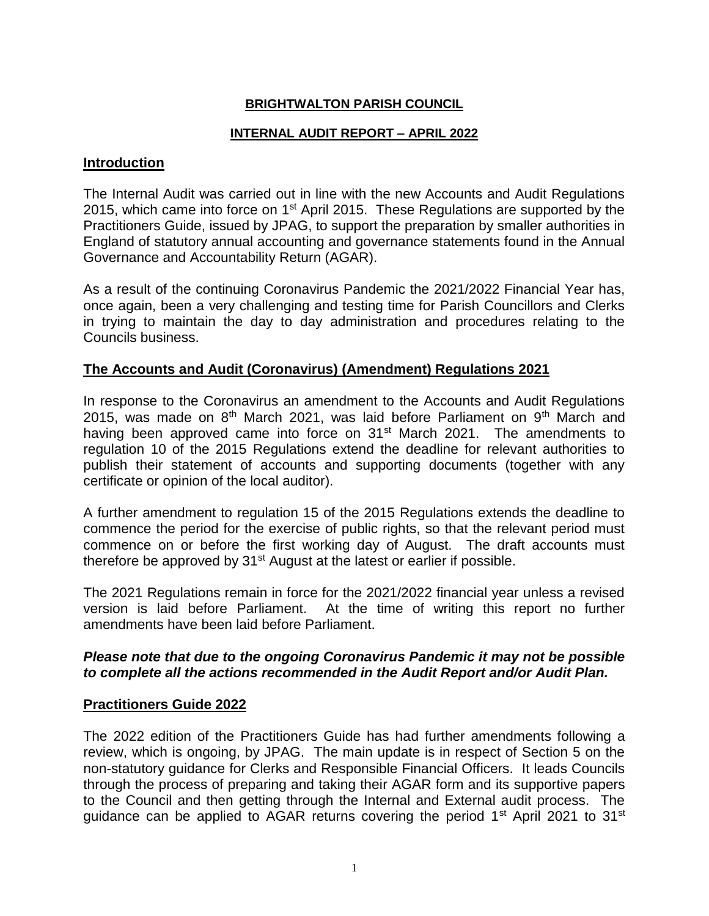**BRIGHTWALTON PARISH COUNCIL**

**INTERNAL AUDIT REPORT – APRIL 2022**

## Introduction

The Internal Audit was carried out in line with the new Accounts and Audit Regulations 2015, which came into force on 1st April 2015. These Regulations are supported by the Practitioners Guide, issued by JPAG, to support the preparation by smaller authorities in England of statutory annual accounting and governance statements found in the Annual Governance and Accountability Return (AGAR).

As a result of the continuing Coronavirus Pandemic the 2021/2022 Financial Year has, once again, been a very challenging and testing time for Parish Councillors and Clerks in trying to maintain the day to day administration and procedures relating to the Councils business.

## The Accounts and Audit (Coronavirus) (Amendment) Regulations 2021

In response to the Coronavirus an amendment to the Accounts and Audit Regulations 2015, was made on 8th March 2021, was laid before Parliament on 9th March and having been approved came into force on 31st March 2021. The amendments to regulation 10 of the 2015 Regulations extend the deadline for relevant authorities to publish their statement of accounts and supporting documents (together with any certificate or opinion of the local auditor).

A further amendment to regulation 15 of the 2015 Regulations extends the deadline to commence the period for the exercise of public rights, so that the relevant period must commence on or before the first working day of August. The draft accounts must therefore be approved by 31st August at the latest or earlier if possible.

The 2021 Regulations remain in force for the 2021/2022 financial year unless a revised version is laid before Parliament. At the time of writing this report no further amendments have been laid before Parliament.

***Please note that due to the ongoing Coronavirus Pandemic it may not be possible to complete all the actions recommended in the Audit Report and/or Audit Plan.***

## Practitioners Guide 2022

The 2022 edition of the Practitioners Guide has had further amendments following a review, which is ongoing, by JPAG. The main update is in respect of Section 5 on the non-statutory guidance for Clerks and Responsible Financial Officers. It leads Councils through the process of preparing and taking their AGAR form and its supportive papers to the Council and then getting through the Internal and External audit process. The guidance can be applied to AGAR returns covering the period 1st April 2021 to 31st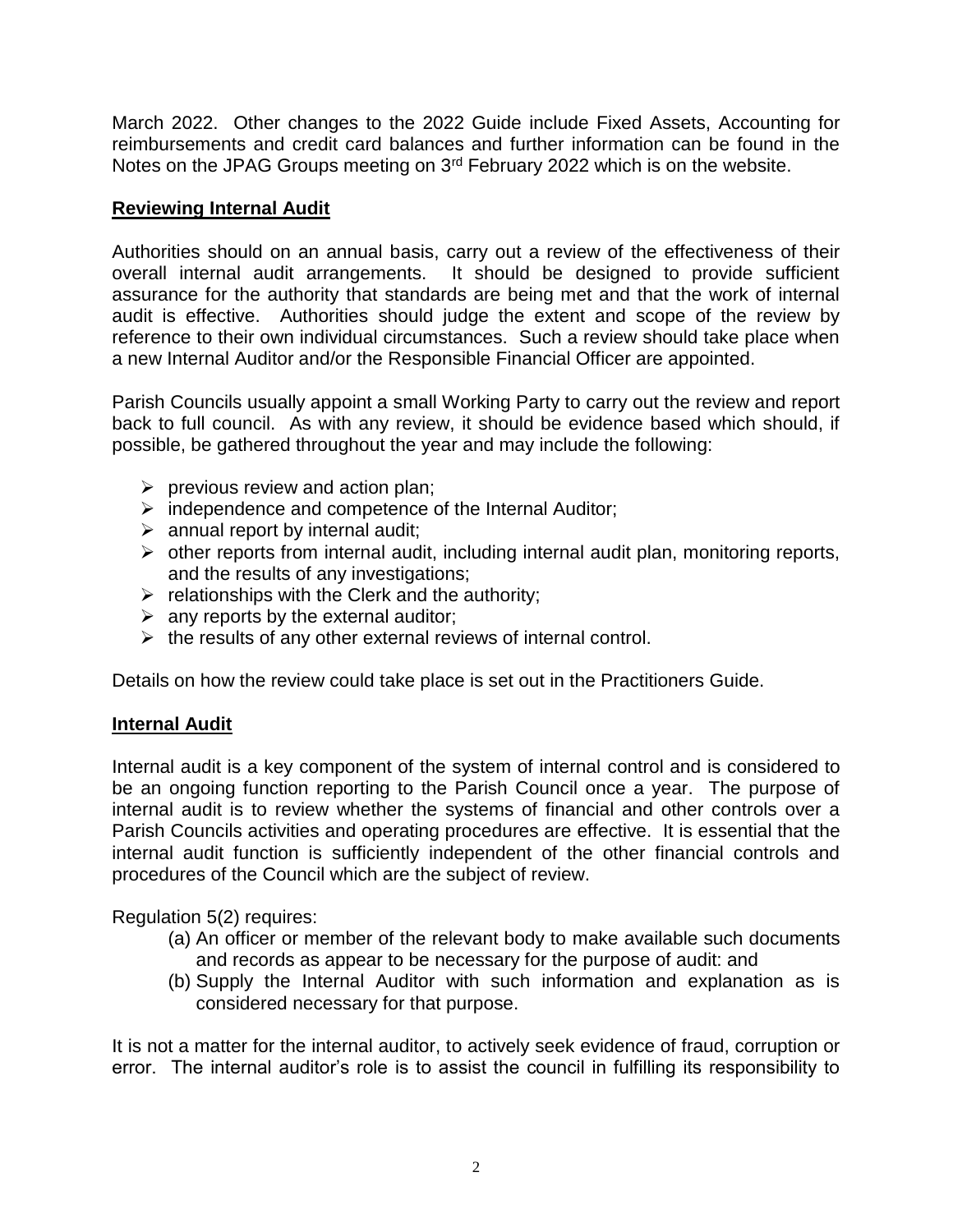March 2022. Other changes to the 2022 Guide include Fixed Assets, Accounting for reimbursements and credit card balances and further information can be found in the Notes on the JPAG Groups meeting on 3rd February 2022 which is on the website.

## Reviewing Internal Audit

Authorities should on an annual basis, carry out a review of the effectiveness of their overall internal audit arrangements. It should be designed to provide sufficient assurance for the authority that standards are being met and that the work of internal audit is effective. Authorities should judge the extent and scope of the review by reference to their own individual circumstances. Such a review should take place when a new Internal Auditor and/or the Responsible Financial Officer are appointed.

Parish Councils usually appoint a small Working Party to carry out the review and report back to full council. As with any review, it should be evidence based which should, if possible, be gathered throughout the year and may include the following:

- previous review and action plan;
- independence and competence of the Internal Auditor;
- annual report by internal audit;
- other reports from internal audit, including internal audit plan, monitoring reports, and the results of any investigations;
- relationships with the Clerk and the authority;
- any reports by the external auditor;
- the results of any other external reviews of internal control.

Details on how the review could take place is set out in the Practitioners Guide.

## Internal Audit

Internal audit is a key component of the system of internal control and is considered to be an ongoing function reporting to the Parish Council once a year. The purpose of internal audit is to review whether the systems of financial and other controls over a Parish Councils activities and operating procedures are effective. It is essential that the internal audit function is sufficiently independent of the other financial controls and procedures of the Council which are the subject of review.

Regulation 5(2) requires:

(a) An officer or member of the relevant body to make available such documents and records as appear to be necessary for the purpose of audit: and

(b) Supply the Internal Auditor with such information and explanation as is considered necessary for that purpose.

It is not a matter for the internal auditor, to actively seek evidence of fraud, corruption or error. The internal auditor's role is to assist the council in fulfilling its responsibility to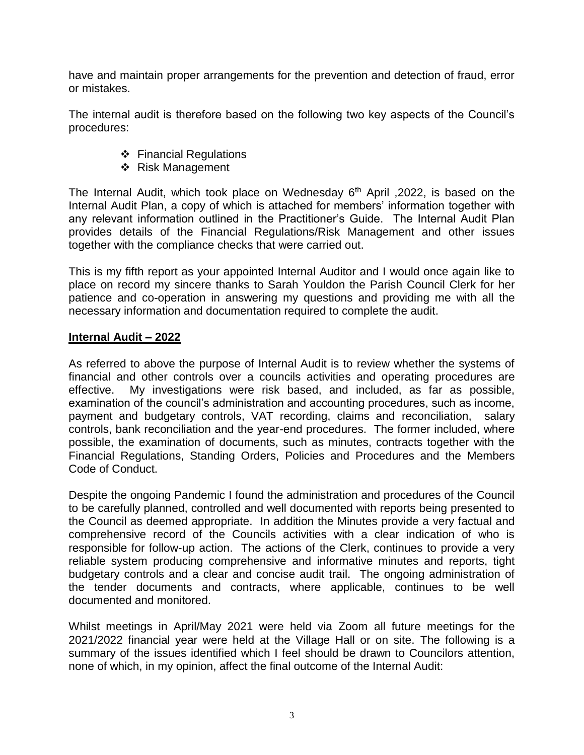have and maintain proper arrangements for the prevention and detection of fraud, error or mistakes.

The internal audit is therefore based on the following two key aspects of the Council's procedures:

- Financial Regulations
- Risk Management

The Internal Audit, which took place on Wednesday 6th April ,2022, is based on the Internal Audit Plan, a copy of which is attached for members' information together with any relevant information outlined in the Practitioner's Guide. The Internal Audit Plan provides details of the Financial Regulations/Risk Management and other issues together with the compliance checks that were carried out.

This is my fifth report as your appointed Internal Auditor and I would once again like to place on record my sincere thanks to Sarah Youldon the Parish Council Clerk for her patience and co-operation in answering my questions and providing me with all the necessary information and documentation required to complete the audit.

**Internal Audit – 2022**

As referred to above the purpose of Internal Audit is to review whether the systems of financial and other controls over a councils activities and operating procedures are effective. My investigations were risk based, and included, as far as possible, examination of the council's administration and accounting procedures, such as income, payment and budgetary controls, VAT recording, claims and reconciliation, salary controls, bank reconciliation and the year-end procedures. The former included, where possible, the examination of documents, such as minutes, contracts together with the Financial Regulations, Standing Orders, Policies and Procedures and the Members Code of Conduct.

Despite the ongoing Pandemic I found the administration and procedures of the Council to be carefully planned, controlled and well documented with reports being presented to the Council as deemed appropriate. In addition the Minutes provide a very factual and comprehensive record of the Councils activities with a clear indication of who is responsible for follow-up action. The actions of the Clerk, continues to provide a very reliable system producing comprehensive and informative minutes and reports, tight budgetary controls and a clear and concise audit trail. The ongoing administration of the tender documents and contracts, where applicable, continues to be well documented and monitored.

Whilst meetings in April/May 2021 were held via Zoom all future meetings for the 2021/2022 financial year were held at the Village Hall or on site. The following is a summary of the issues identified which I feel should be drawn to Councilors attention, none of which, in my opinion, affect the final outcome of the Internal Audit: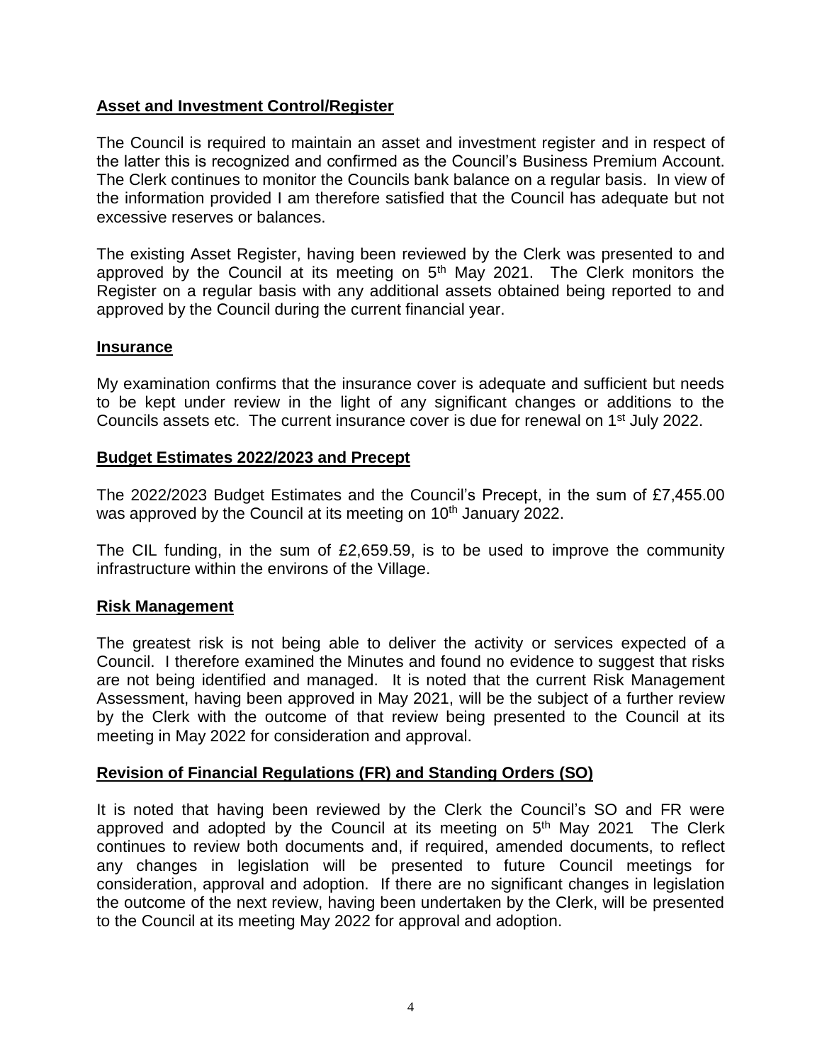**Asset and Investment Control/Register**

The Council is required to maintain an asset and investment register and in respect of the latter this is recognized and confirmed as the Council's Business Premium Account. The Clerk continues to monitor the Councils bank balance on a regular basis. In view of the information provided I am therefore satisfied that the Council has adequate but not excessive reserves or balances.

The existing Asset Register, having been reviewed by the Clerk was presented to and approved by the Council at its meeting on 5th May 2021. The Clerk monitors the Register on a regular basis with any additional assets obtained being reported to and approved by the Council during the current financial year.

**Insurance**

My examination confirms that the insurance cover is adequate and sufficient but needs to be kept under review in the light of any significant changes or additions to the Councils assets etc. The current insurance cover is due for renewal on 1st July 2022.

**Budget Estimates 2022/2023 and Precept**

The 2022/2023 Budget Estimates and the Council's Precept, in the sum of £7,455.00 was approved by the Council at its meeting on 10th January 2022.

The CIL funding, in the sum of £2,659.59, is to be used to improve the community infrastructure within the environs of the Village.

**Risk Management**

The greatest risk is not being able to deliver the activity or services expected of a Council. I therefore examined the Minutes and found no evidence to suggest that risks are not being identified and managed. It is noted that the current Risk Management Assessment, having been approved in May 2021, will be the subject of a further review by the Clerk with the outcome of that review being presented to the Council at its meeting in May 2022 for consideration and approval.

**Revision of Financial Regulations (FR) and Standing Orders (SO)**

It is noted that having been reviewed by the Clerk the Council's SO and FR were approved and adopted by the Council at its meeting on 5th May 2021 The Clerk continues to review both documents and, if required, amended documents, to reflect any changes in legislation will be presented to future Council meetings for consideration, approval and adoption. If there are no significant changes in legislation the outcome of the next review, having been undertaken by the Clerk, will be presented to the Council at its meeting May 2022 for approval and adoption.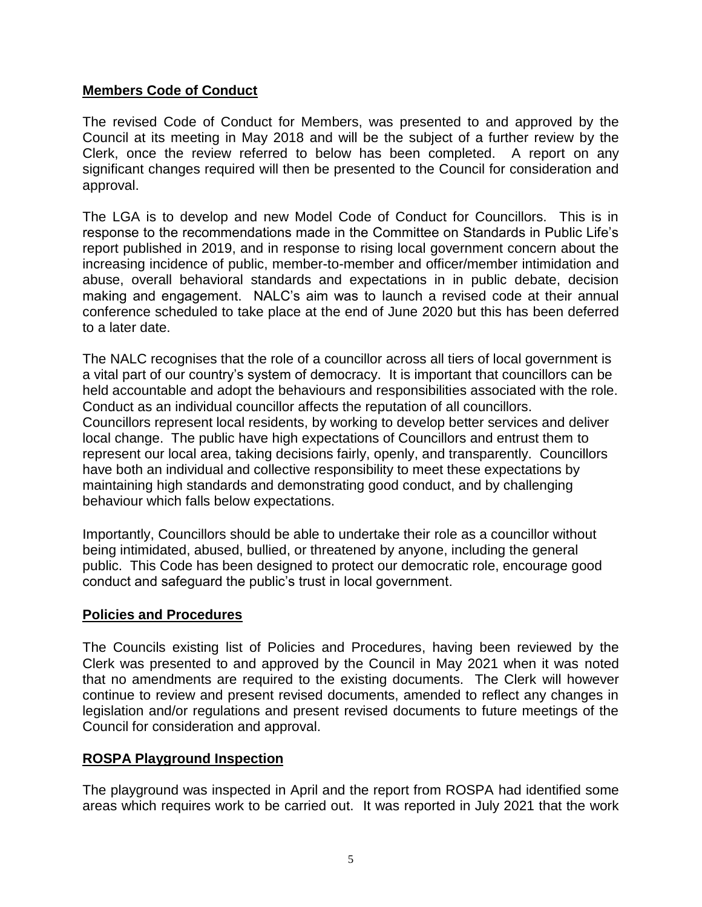**Members Code of Conduct**

The revised Code of Conduct for Members, was presented to and approved by the Council at its meeting in May 2018 and will be the subject of a further review by the Clerk, once the review referred to below has been completed. A report on any significant changes required will then be presented to the Council for consideration and approval.

The LGA is to develop and new Model Code of Conduct for Councillors. This is in response to the recommendations made in the Committee on Standards in Public Life's report published in 2019, and in response to rising local government concern about the increasing incidence of public, member-to-member and officer/member intimidation and abuse, overall behavioral standards and expectations in in public debate, decision making and engagement. NALC's aim was to launch a revised code at their annual conference scheduled to take place at the end of June 2020 but this has been deferred to a later date.

The NALC recognises that the role of a councillor across all tiers of local government is a vital part of our country's system of democracy. It is important that councillors can be held accountable and adopt the behaviours and responsibilities associated with the role. Conduct as an individual councillor affects the reputation of all councillors. Councillors represent local residents, by working to develop better services and deliver local change. The public have high expectations of Councillors and entrust them to represent our local area, taking decisions fairly, openly, and transparently. Councillors have both an individual and collective responsibility to meet these expectations by maintaining high standards and demonstrating good conduct, and by challenging behaviour which falls below expectations.

Importantly, Councillors should be able to undertake their role as a councillor without being intimidated, abused, bullied, or threatened by anyone, including the general public. This Code has been designed to protect our democratic role, encourage good conduct and safeguard the public's trust in local government.

**Policies and Procedures**

The Councils existing list of Policies and Procedures, having been reviewed by the Clerk was presented to and approved by the Council in May 2021 when it was noted that no amendments are required to the existing documents. The Clerk will however continue to review and present revised documents, amended to reflect any changes in legislation and/or regulations and present revised documents to future meetings of the Council for consideration and approval.

**ROSPA Playground Inspection**

The playground was inspected in April and the report from ROSPA had identified some areas which requires work to be carried out. It was reported in July 2021 that the work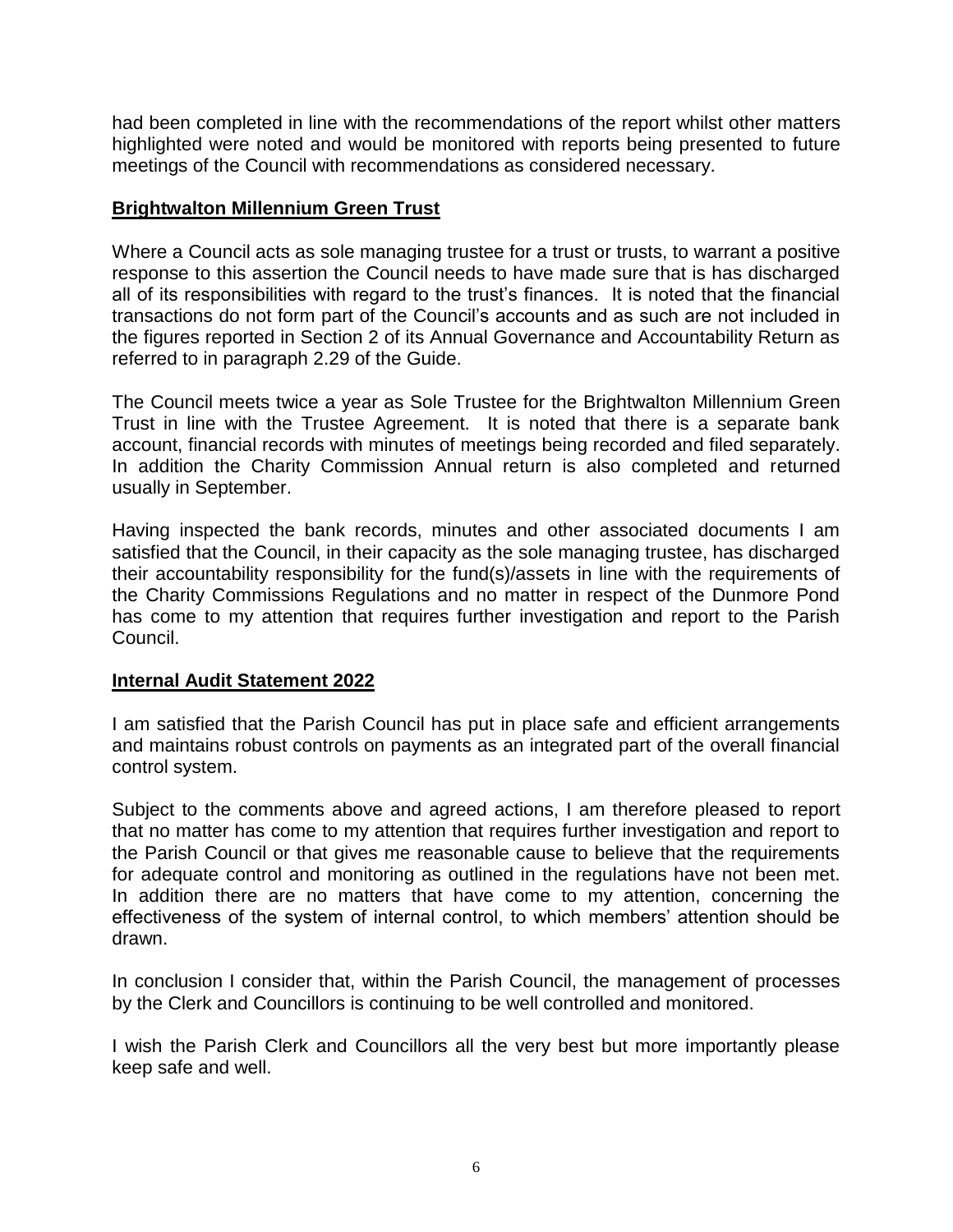had been completed in line with the recommendations of the report whilst other matters highlighted were noted and would be monitored with reports being presented to future meetings of the Council with recommendations as considered necessary.

## **Brightwalton Millennium Green Trust**

Where a Council acts as sole managing trustee for a trust or trusts, to warrant a positive response to this assertion the Council needs to have made sure that is has discharged all of its responsibilities with regard to the trust's finances. It is noted that the financial transactions do not form part of the Council's accounts and as such are not included in the figures reported in Section 2 of its Annual Governance and Accountability Return as referred to in paragraph 2.29 of the Guide.

The Council meets twice a year as Sole Trustee for the Brightwalton Millennium Green Trust in line with the Trustee Agreement. It is noted that there is a separate bank account, financial records with minutes of meetings being recorded and filed separately. In addition the Charity Commission Annual return is also completed and returned usually in September.

Having inspected the bank records, minutes and other associated documents I am satisfied that the Council, in their capacity as the sole managing trustee, has discharged their accountability responsibility for the fund(s)/assets in line with the requirements of the Charity Commissions Regulations and no matter in respect of the Dunmore Pond has come to my attention that requires further investigation and report to the Parish Council.

## **Internal Audit Statement 2022**

I am satisfied that the Parish Council has put in place safe and efficient arrangements and maintains robust controls on payments as an integrated part of the overall financial control system.

Subject to the comments above and agreed actions, I am therefore pleased to report that no matter has come to my attention that requires further investigation and report to the Parish Council or that gives me reasonable cause to believe that the requirements for adequate control and monitoring as outlined in the regulations have not been met. In addition there are no matters that have come to my attention, concerning the effectiveness of the system of internal control, to which members' attention should be drawn.

In conclusion I consider that, within the Parish Council, the management of processes by the Clerk and Councillors is continuing to be well controlled and monitored.

I wish the Parish Clerk and Councillors all the very best but more importantly please keep safe and well.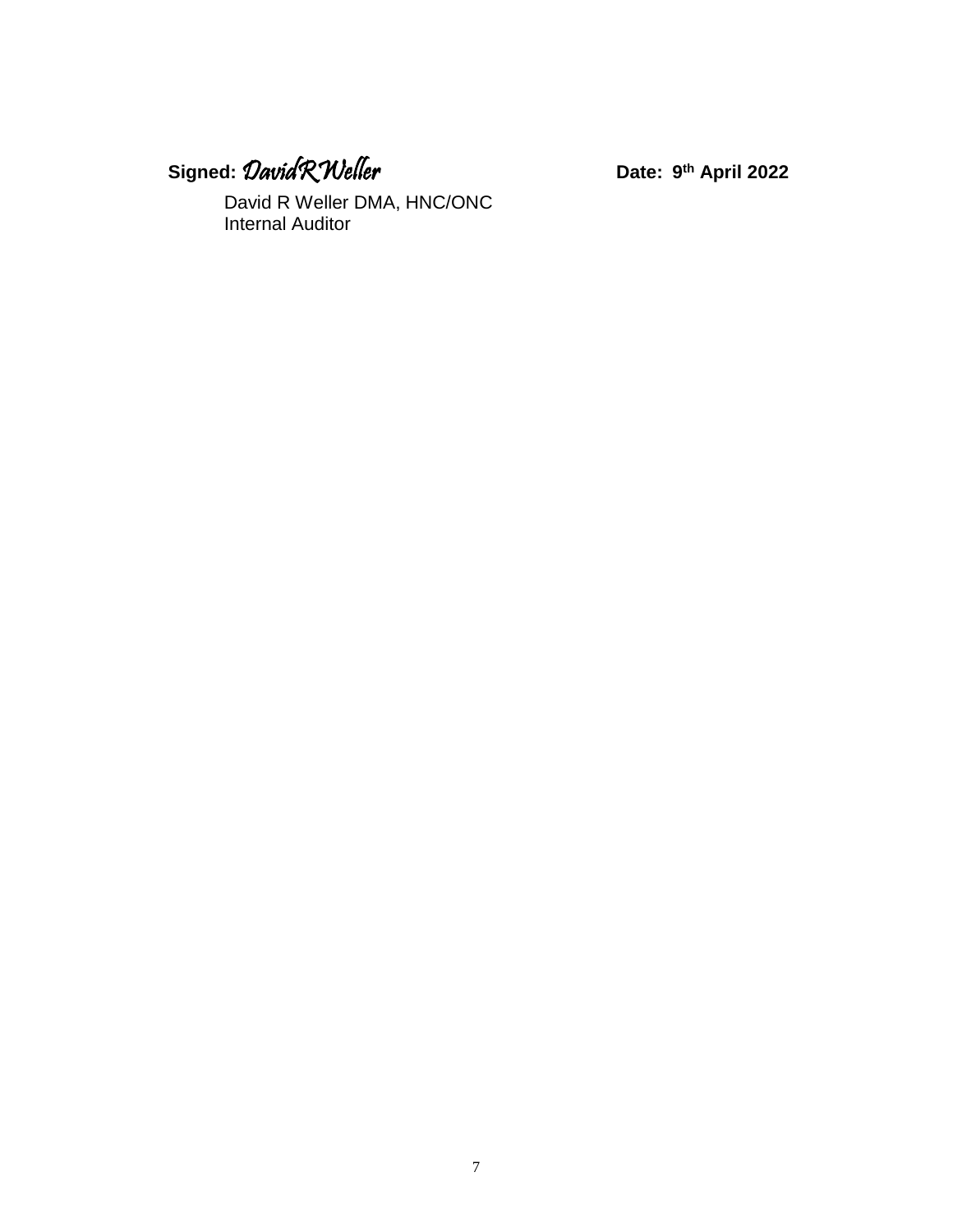**Signed:** *David R Weller* **Date: 9th April 2022**

David R Weller DMA, HNC/ONC
Internal Auditor